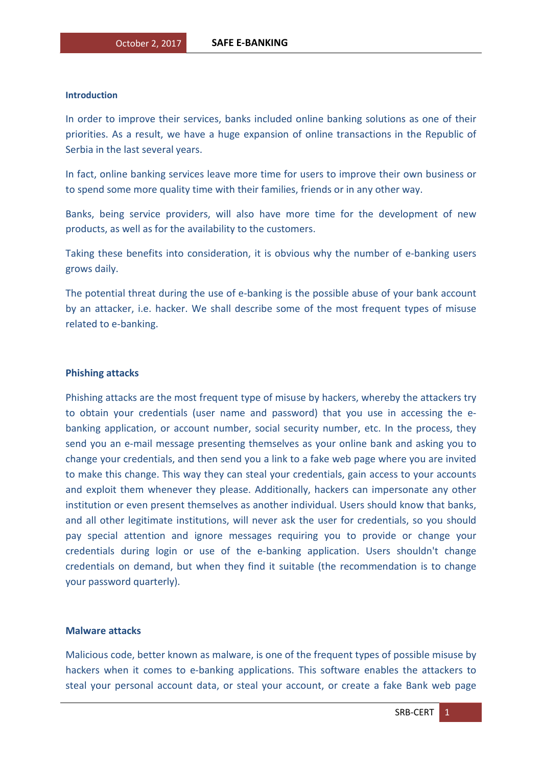### Introduction

In order to improve their services, banks included online banking solutions as one of their priorities. As a result, we have a huge expansion of online transactions in the Republic of Serbia in the last several years.

In fact, online banking services leave more time for users to improve their own business or to spend some more quality time with their families, friends or in any other way.

Banks, being service providers, will also have more time for the development of new products, as well as for the availability to the customers.

Taking these benefits into consideration, it is obvious why the number of e-banking users grows daily.

The potential threat during the use of e-banking is the possible abuse of your bank account by an attacker, i.e. hacker. We shall describe some of the most frequent types of misuse related to e-banking.

### Phishing attacks

Phishing attacks are the most frequent type of misuse by hackers, whereby the attackers try to obtain your credentials (user name and password) that you use in accessing the e-banking application, or account number, social security number, etc. In the process, they send you an e-mail message presenting themselves as your online bank and asking you to change your credentials, and then send you a link to a fake web page where you are invited to make this change. This way they can steal your credentials, gain access to your accounts and exploit them whenever they please. Additionally, hackers can impersonate any other institution or even present themselves as another individual. Users should know that banks, and all other legitimate institutions, will never ask the user for credentials, so you should pay special attention and ignore messages requiring you to provide or change your credentials during login or use of the e-banking application. Users shouldn't change credentials on demand, but when they find it suitable (the recommendation is to change your password quarterly).

### Malware attacks

Malicious code, better known as malware, is one of the frequent types of possible misuse by hackers when it comes to e-banking applications. This software enables the attackers to steal your personal account data, or steal your account, or create a fake Bank web page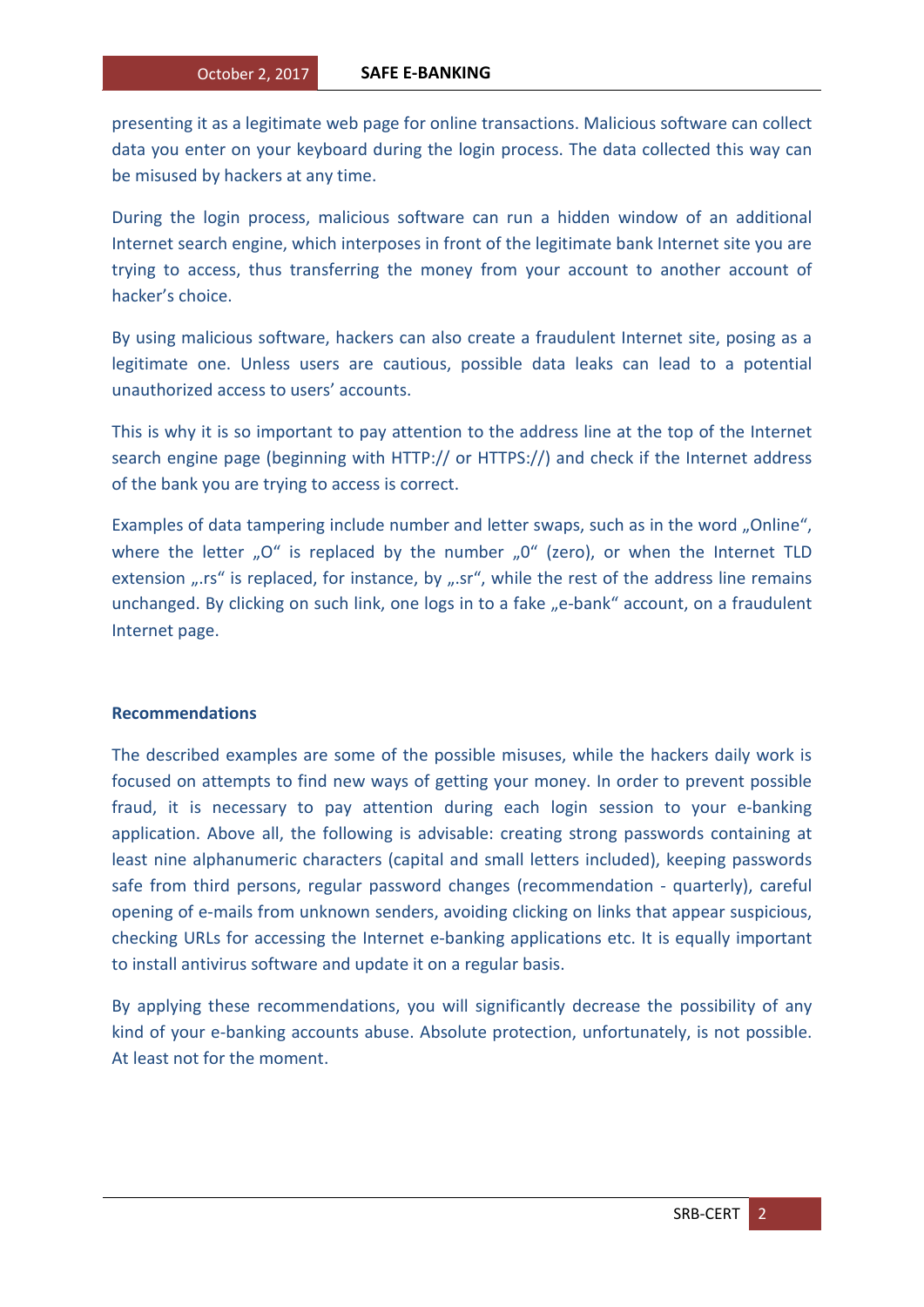presenting it as a legitimate web page for online transactions. Malicious software can collect data you enter on your keyboard during the login process. The data collected this way can be misused by hackers at any time.

During the login process, malicious software can run a hidden window of an additional Internet search engine, which interposes in front of the legitimate bank Internet site you are trying to access, thus transferring the money from your account to another account of hacker's choice.

By using malicious software, hackers can also create a fraudulent Internet site, posing as a legitimate one. Unless users are cautious, possible data leaks can lead to a potential unauthorized access to users' accounts.

This is why it is so important to pay attention to the address line at the top of the Internet search engine page (beginning with HTTP:// or HTTPS://) and check if the Internet address of the bank you are trying to access is correct.

Examples of data tampering include number and letter swaps, such as in the word „Online", where the letter „O" is replaced by the number „0" (zero), or when the Internet TLD extension „.rs" is replaced, for instance, by „.sr", while the rest of the address line remains unchanged. By clicking on such link, one logs in to a fake „e-bank" account, on a fraudulent Internet page.

**Recommendations**

The described examples are some of the possible misuses, while the hackers daily work is focused on attempts to find new ways of getting your money. In order to prevent possible fraud, it is necessary to pay attention during each login session to your e-banking application. Above all, the following is advisable: creating strong passwords containing at least nine alphanumeric characters (capital and small letters included), keeping passwords safe from third persons, regular password changes (recommendation - quarterly), careful opening of e-mails from unknown senders, avoiding clicking on links that appear suspicious, checking URLs for accessing the Internet e-banking applications etc. It is equally important to install antivirus software and update it on a regular basis.

By applying these recommendations, you will significantly decrease the possibility of any kind of your e-banking accounts abuse. Absolute protection, unfortunately, is not possible. At least not for the moment.